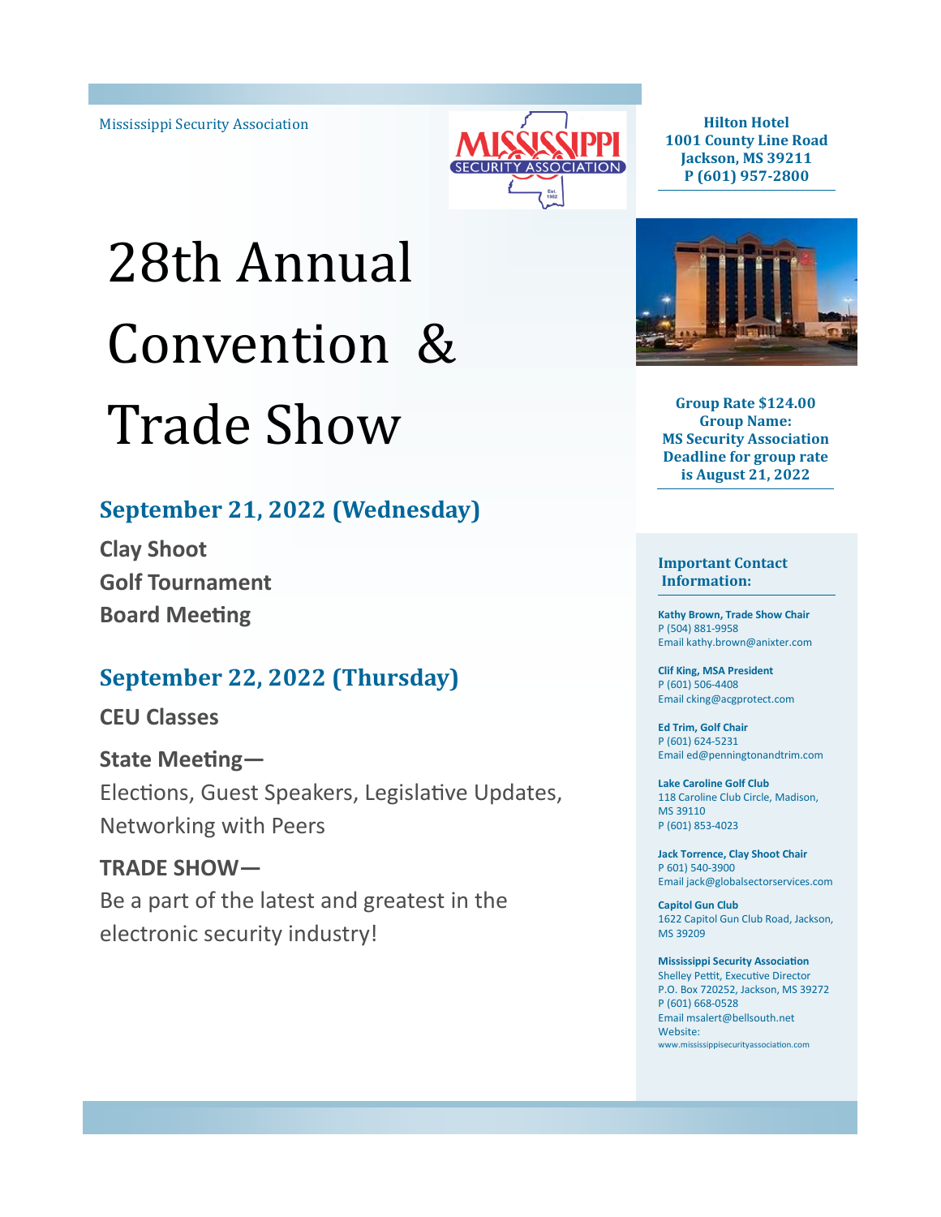Mississippi Security Association

# 28th Annual Convention & Trade Show

## September 21, 2022 (Wednesday)

**Clay Shoot**

**Golf Tournament**

**Board Meeting**

## September 22, 2022 (Thursday)

**CEU Classes**

**State Meeting—**

Elections, Guest Speakers, Legislative Updates, Networking with Peers

**TRADE SHOW—**

Be a part of the latest and greatest in the electronic security industry!

**Hilton Hotel**
**1001 County Line Road**
**Jackson, MS 39211**
**P (601) 957-2800**

**Group Rate $124.00**
**Group Name:**
**MS Security Association**
**Deadline for group rate is August 21, 2022**

### Important Contact Information:

**Kathy Brown, Trade Show Chair**
P (504) 881-9958
Email kathy.brown@anixter.com

**Clif King, MSA President**
P (601) 506-4408
Email cking@acgprotect.com

**Ed Trim, Golf Chair**
P (601) 624-5231
Email ed@penningtonandtrim.com

**Lake Caroline Golf Club**
118 Caroline Club Circle, Madison, MS 39110
P (601) 853-4023

**Jack Torrence, Clay Shoot Chair**
P 601) 540-3900
Email jack@globalsectorservices.com

**Capitol Gun Club**
1622 Capitol Gun Club Road, Jackson, MS 39209

**Mississippi Security Association**
Shelley Pettit, Executive Director
P.O. Box 720252, Jackson, MS 39272
P (601) 668-0528
Email msalert@bellsouth.net
Website:
www.mississippisecurityassociation.com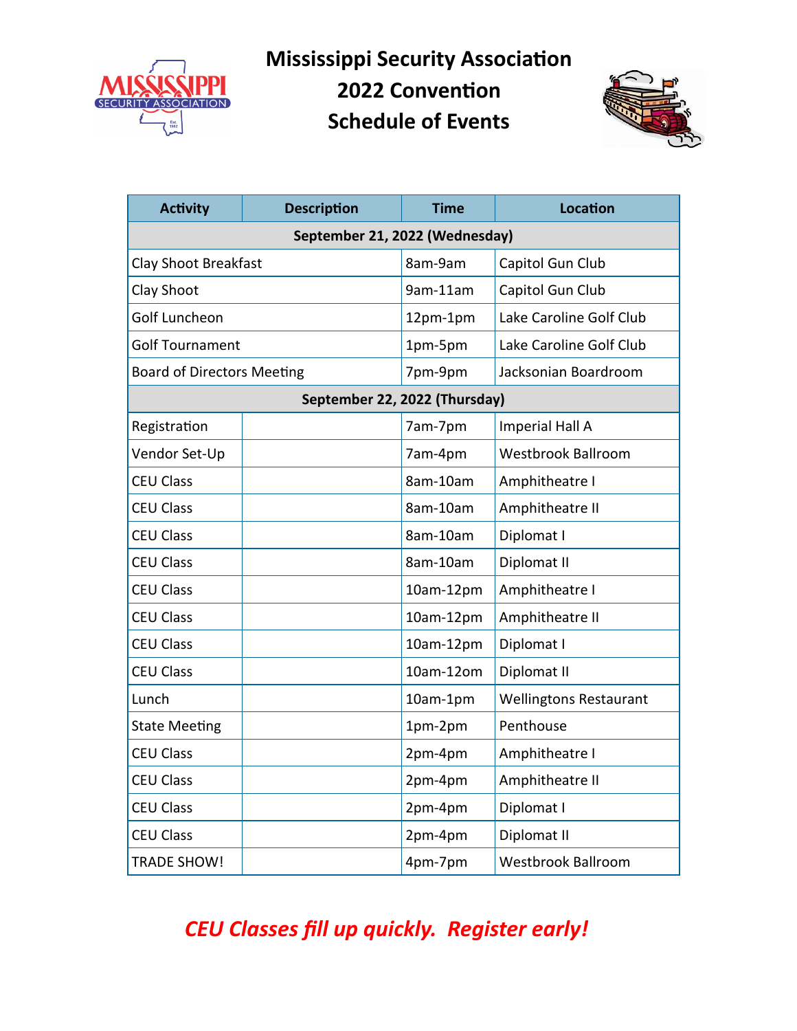# Mississippi Security Association
# 2022 Convention
# Schedule of Events

| Activity | Description | Time | Location |
|---|---|---|---|
| **September 21, 2022 (Wednesday)** | | | |
| Clay Shoot Breakfast | | 8am-9am | Capitol Gun Club |
| Clay Shoot | | 9am-11am | Capitol Gun Club |
| Golf Luncheon | | 12pm-1pm | Lake Caroline Golf Club |
| Golf Tournament | | 1pm-5pm | Lake Caroline Golf Club |
| Board of Directors Meeting | | 7pm-9pm | Jacksonian Boardroom |
| **September 22, 2022 (Thursday)** | | | |
| Registration | | 7am-7pm | Imperial Hall A |
| Vendor Set-Up | | 7am-4pm | Westbrook Ballroom |
| CEU Class | | 8am-10am | Amphitheatre I |
| CEU Class | | 8am-10am | Amphitheatre II |
| CEU Class | | 8am-10am | Diplomat I |
| CEU Class | | 8am-10am | Diplomat II |
| CEU Class | | 10am-12pm | Amphitheatre I |
| CEU Class | | 10am-12pm | Amphitheatre II |
| CEU Class | | 10am-12pm | Diplomat I |
| CEU Class | | 10am-12om | Diplomat II |
| Lunch | | 10am-1pm | Wellingtons Restaurant |
| State Meeting | | 1pm-2pm | Penthouse |
| CEU Class | | 2pm-4pm | Amphitheatre I |
| CEU Class | | 2pm-4pm | Amphitheatre II |
| CEU Class | | 2pm-4pm | Diplomat I |
| CEU Class | | 2pm-4pm | Diplomat II |
| TRADE SHOW! | | 4pm-7pm | Westbrook Ballroom |

***CEU Classes fill up quickly. Register early!***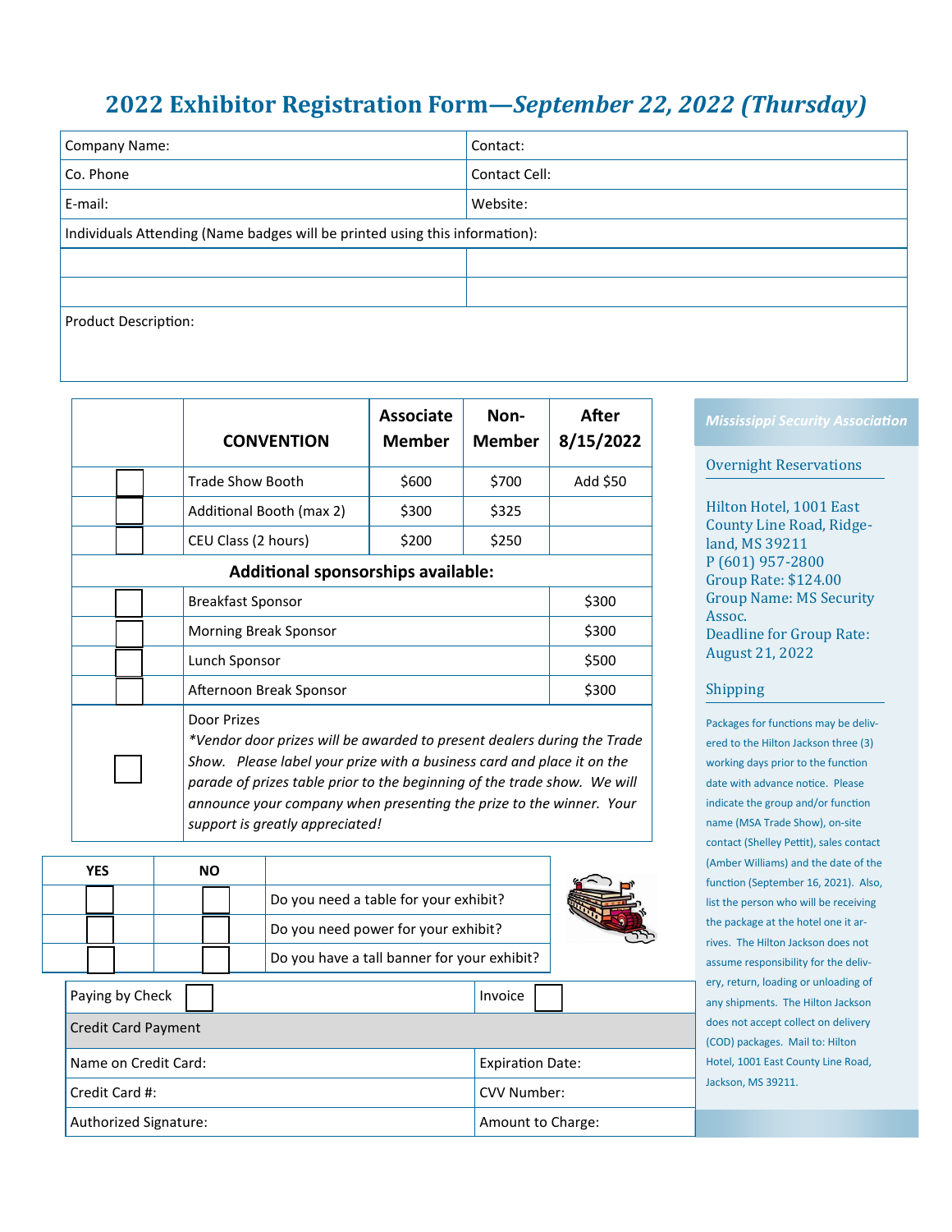# 2022 Exhibitor Registration Form—*September 22, 2022 (Thursday)*

| Company Name: | Contact: |
|---|---|
| Co. Phone | Contact Cell: |
| E-mail: | Website: |
| Individuals Attending (Name badges will be printed using this information): | |
| | |
| | |
| Product Description: | |

| | CONVENTION | Associate Member | Non-Member | After 8/15/2022 |
|---|---|---|---|---|
| ☐ | Trade Show Booth | $600 | $700 | Add $50 |
| ☐ | Additional Booth (max 2) | $300 | $325 | |
| ☐ | CEU Class (2 hours) | $200 | $250 | |
| **Additional sponsorships available:** | | | | |
| ☐ | Breakfast Sponsor | | | $300 |
| ☐ | Morning Break Sponsor | | | $300 |
| ☐ | Lunch Sponsor | | | $500 |
| ☐ | Afternoon Break Sponsor | | | $300 |
| ☐ | Door Prizes *\*Vendor door prizes will be awarded to present dealers during the Trade Show. Please label your prize with a business card and place it on the parade of prizes table prior to the beginning of the trade show. We will announce your company when presenting the prize to the winner. Your support is greatly appreciated!* | | | |

| YES | NO | |
|---|---|---|
| ☐ | ☐ | Do you need a table for your exhibit? |
| ☐ | ☐ | Do you need power for your exhibit? |
| ☐ | ☐ | Do you have a tall banner for your exhibit? |

| Paying by Check ☐ | Invoice ☐ |
|---|---|
| Credit Card Payment | |
| Name on Credit Card: | Expiration Date: |
| Credit Card #: | CVV Number: |
| Authorized Signature: | Amount to Charge: |

*Mississippi Security Association*

## Overnight Reservations

Hilton Hotel, 1001 East County Line Road, Ridgeland, MS 39211
P (601) 957-2800
Group Rate: $124.00
Group Name: MS Security Assoc.
Deadline for Group Rate: August 21, 2022

## Shipping

Packages for functions may be delivered to the Hilton Jackson three (3) working days prior to the function date with advance notice. Please indicate the group and/or function name (MSA Trade Show), on-site contact (Shelley Pettit), sales contact (Amber Williams) and the date of the function (September 16, 2021). Also, list the person who will be receiving the package at the hotel one it arrives. The Hilton Jackson does not assume responsibility for the delivery, return, loading or unloading of any shipments. The Hilton Jackson does not accept collect on delivery (COD) packages. Mail to: Hilton Hotel, 1001 East County Line Road, Jackson, MS 39211.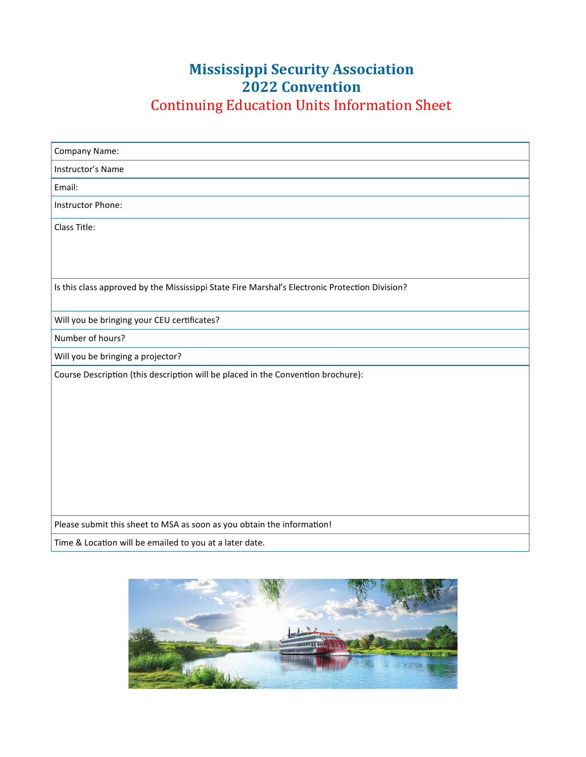# Mississippi Security Association
# 2022 Convention
## Continuing Education Units Information Sheet

| Company Name: |
|---|
| Instructor's Name |
| Email: |
| Instructor Phone: |
| Class Title: |
| Is this class approved by the Mississippi State Fire Marshal's Electronic Protection Division? |
| Will you be bringing your CEU certificates? |
| Number of hours? |
| Will you be bringing a projector? |
| Course Description (this description will be placed in the Convention brochure): |
| Please submit this sheet to MSA as soon as you obtain the information! |
| Time & Location will be emailed to you at a later date. |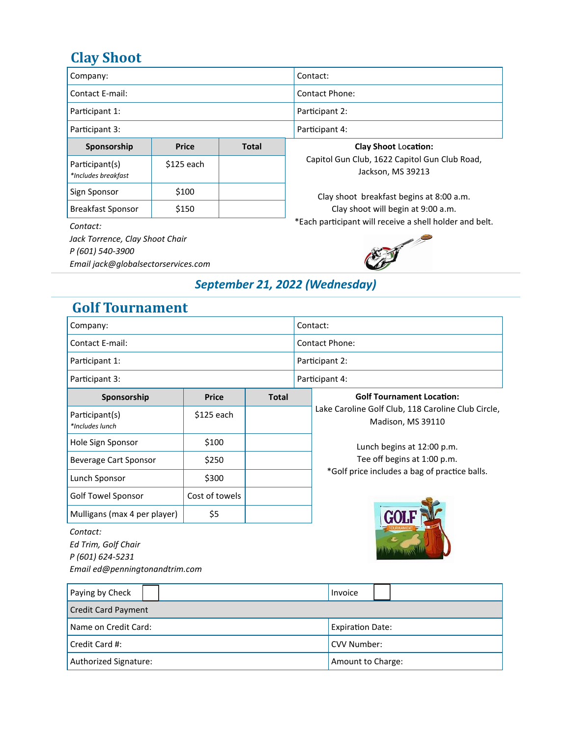## Clay Shoot

| | |
|---|---|
| Company: | Contact: |
| Contact E-mail: | Contact Phone: |
| Participant 1: | Participant 2: |
| Participant 3: | Participant 4: |

| Sponsorship | Price | Total |
|---|---|---|
| Participant(s) *\*Includes breakfast* | $125 each | |
| Sign Sponsor | $100 | |
| Breakfast Sponsor | $150 | |

*Contact:*
*Jack Torrence, Clay Shoot Chair*
*P (601) 540-3900*
*Email jack@globalsectorservices.com*

**Clay Shoot Location:**
Capitol Gun Club, 1622 Capitol Gun Club Road, Jackson, MS 39213

Clay shoot breakfast begins at 8:00 a.m.
Clay shoot will begin at 9:00 a.m.
*Each participant will receive a shell holder and belt.

***September 21, 2022 (Wednesday)***

## Golf Tournament

| | |
|---|---|
| Company: | Contact: |
| Contact E-mail: | Contact Phone: |
| Participant 1: | Participant 2: |
| Participant 3: | Participant 4: |

| Sponsorship | Price | Total |
|---|---|---|
| Participant(s) *\*Includes lunch* | $125 each | |
| Hole Sign Sponsor | $100 | |
| Beverage Cart Sponsor | $250 | |
| Lunch Sponsor | $300 | |
| Golf Towel Sponsor | Cost of towels | |
| Mulligans (max 4 per player) | $5 | |

*Contact:*
*Ed Trim, Golf Chair*
*P (601) 624-5231*
*Email ed@penningtonandtrim.com*

**Golf Tournament Location:**
Lake Caroline Golf Club, 118 Caroline Club Circle, Madison, MS 39110

Lunch begins at 12:00 p.m.
Tee off begins at 1:00 p.m.
*Golf price includes a bag of practice balls.

| | |
|---|---|
| Paying by Check ☐ | Invoice ☐ |
| Credit Card Payment | |
| Name on Credit Card: | Expiration Date: |
| Credit Card #: | CVV Number: |
| Authorized Signature: | Amount to Charge: |